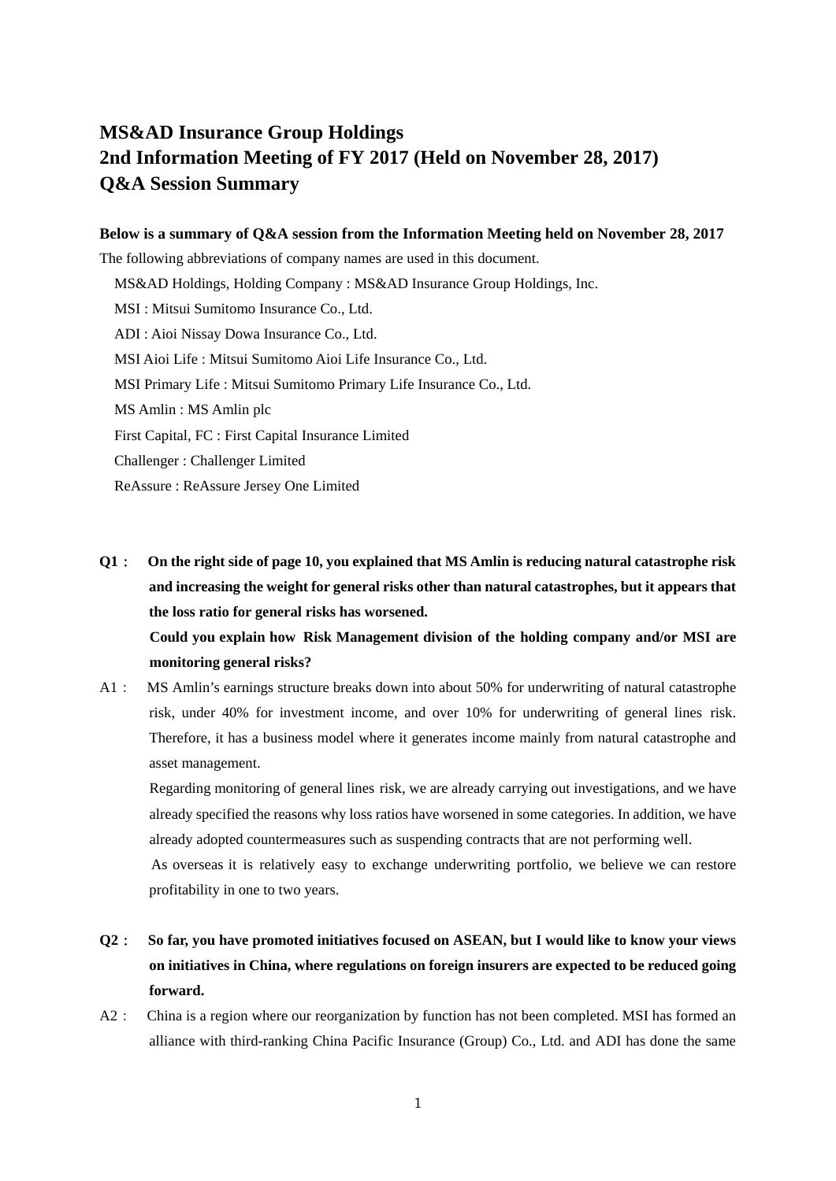# MS&AD Insurance Group Holdings
# 2nd Information Meeting of FY 2017 (Held on November 28, 2017)
# Q&A Session Summary

**Below is a summary of Q&A session from the Information Meeting held on November 28, 2017**

The following abbreviations of company names are used in this document.

MS&AD Holdings, Holding Company : MS&AD Insurance Group Holdings, Inc.

MSI : Mitsui Sumitomo Insurance Co., Ltd.

ADI : Aioi Nissay Dowa Insurance Co., Ltd.

MSI Aioi Life : Mitsui Sumitomo Aioi Life Insurance Co., Ltd.

MSI Primary Life : Mitsui Sumitomo Primary Life Insurance Co., Ltd.

MS Amlin : MS Amlin plc

First Capital, FC : First Capital Insurance Limited

Challenger : Challenger Limited

ReAssure : ReAssure Jersey One Limited

**Q1： On the right side of page 10, you explained that MS Amlin is reducing natural catastrophe risk and increasing the weight for general risks other than natural catastrophes, but it appears that the loss ratio for general risks has worsened.**

**Could you explain how Risk Management division of the holding company and/or MSI are monitoring general risks?**

A1： MS Amlin's earnings structure breaks down into about 50% for underwriting of natural catastrophe risk, under 40% for investment income, and over 10% for underwriting of general lines risk. Therefore, it has a business model where it generates income mainly from natural catastrophe and asset management.

Regarding monitoring of general lines risk, we are already carrying out investigations, and we have already specified the reasons why loss ratios have worsened in some categories. In addition, we have already adopted countermeasures such as suspending contracts that are not performing well.

As overseas it is relatively easy to exchange underwriting portfolio, we believe we can restore profitability in one to two years.

**Q2： So far, you have promoted initiatives focused on ASEAN, but I would like to know your views on initiatives in China, where regulations on foreign insurers are expected to be reduced going forward.**

A2： China is a region where our reorganization by function has not been completed. MSI has formed an alliance with third-ranking China Pacific Insurance (Group) Co., Ltd. and ADI has done the same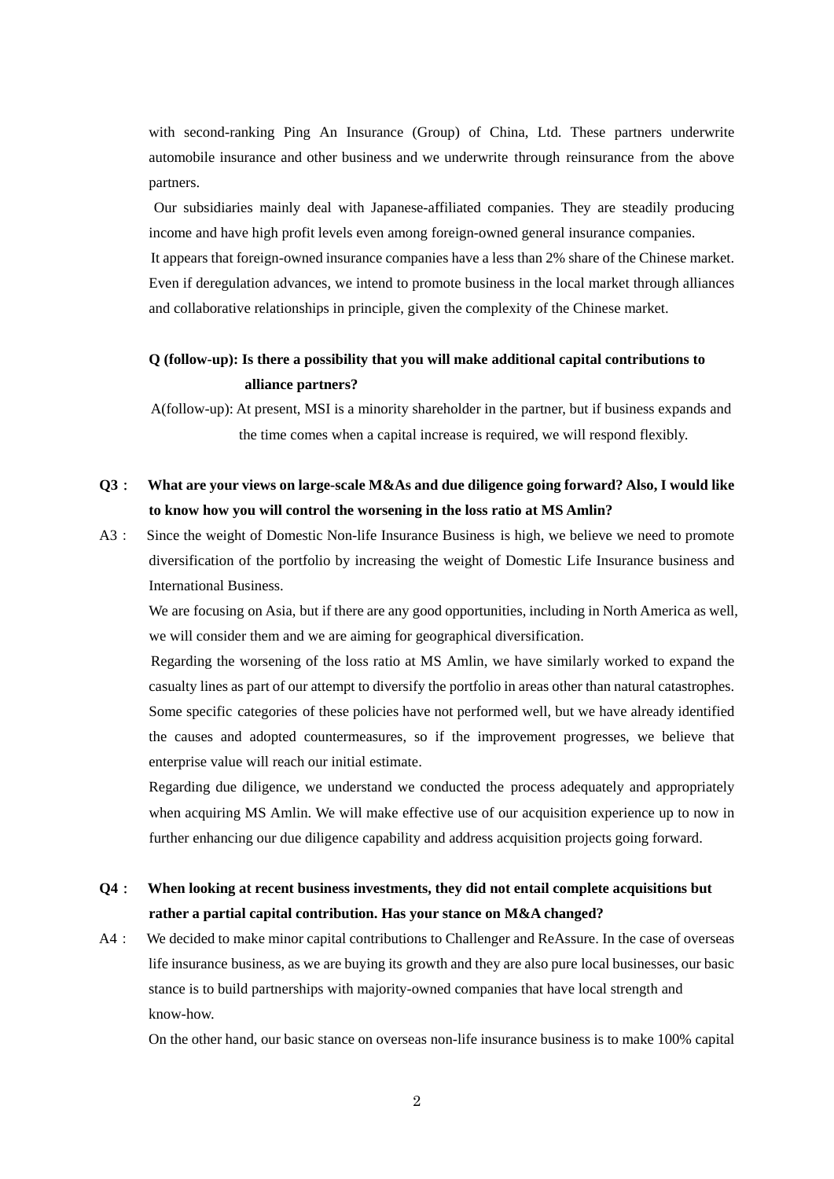with second-ranking Ping An Insurance (Group) of China, Ltd. These partners underwrite automobile insurance and other business and we underwrite through reinsurance from the above partners.

Our subsidiaries mainly deal with Japanese-affiliated companies. They are steadily producing income and have high profit levels even among foreign-owned general insurance companies.

It appears that foreign-owned insurance companies have a less than 2% share of the Chinese market. Even if deregulation advances, we intend to promote business in the local market through alliances and collaborative relationships in principle, given the complexity of the Chinese market.

**Q (follow-up): Is there a possibility that you will make additional capital contributions to alliance partners?**

A(follow-up): At present, MSI is a minority shareholder in the partner, but if business expands and the time comes when a capital increase is required, we will respond flexibly.

**Q3： What are your views on large-scale M&As and due diligence going forward? Also, I would like to know how you will control the worsening in the loss ratio at MS Amlin?**

A3： Since the weight of Domestic Non-life Insurance Business is high, we believe we need to promote diversification of the portfolio by increasing the weight of Domestic Life Insurance business and International Business.

We are focusing on Asia, but if there are any good opportunities, including in North America as well, we will consider them and we are aiming for geographical diversification.

Regarding the worsening of the loss ratio at MS Amlin, we have similarly worked to expand the casualty lines as part of our attempt to diversify the portfolio in areas other than natural catastrophes. Some specific categories of these policies have not performed well, but we have already identified the causes and adopted countermeasures, so if the improvement progresses, we believe that enterprise value will reach our initial estimate.

Regarding due diligence, we understand we conducted the process adequately and appropriately when acquiring MS Amlin. We will make effective use of our acquisition experience up to now in further enhancing our due diligence capability and address acquisition projects going forward.

**Q4： When looking at recent business investments, they did not entail complete acquisitions but rather a partial capital contribution. Has your stance on M&A changed?**

A4： We decided to make minor capital contributions to Challenger and ReAssure. In the case of overseas life insurance business, as we are buying its growth and they are also pure local businesses, our basic stance is to build partnerships with majority-owned companies that have local strength and know-how.

On the other hand, our basic stance on overseas non-life insurance business is to make 100% capital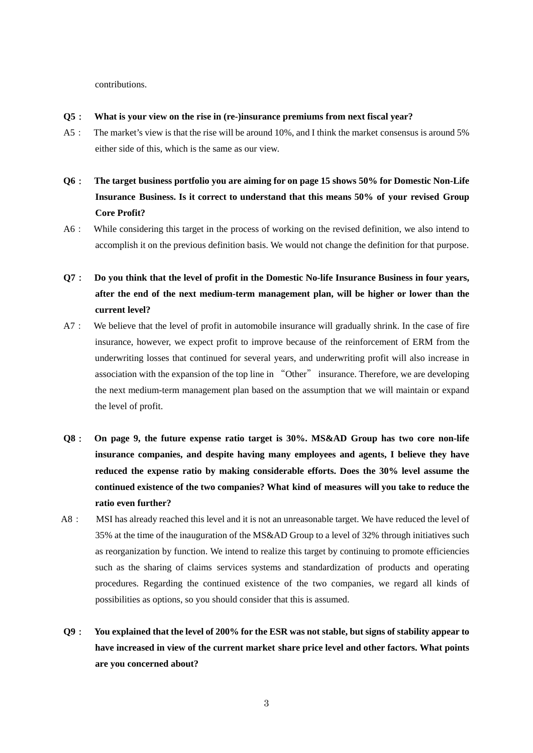contributions.

**Q5： What is your view on the rise in (re-)insurance premiums from next fiscal year?**

A5： The market's view is that the rise will be around 10%, and I think the market consensus is around 5% either side of this, which is the same as our view.

**Q6： The target business portfolio you are aiming for on page 15 shows 50% for Domestic Non-Life Insurance Business. Is it correct to understand that this means 50% of your revised Group Core Profit?**

A6： While considering this target in the process of working on the revised definition, we also intend to accomplish it on the previous definition basis. We would not change the definition for that purpose.

**Q7： Do you think that the level of profit in the Domestic No-life Insurance Business in four years, after the end of the next medium-term management plan, will be higher or lower than the current level?**

A7： We believe that the level of profit in automobile insurance will gradually shrink. In the case of fire insurance, however, we expect profit to improve because of the reinforcement of ERM from the underwriting losses that continued for several years, and underwriting profit will also increase in association with the expansion of the top line in "Other" insurance. Therefore, we are developing the next medium-term management plan based on the assumption that we will maintain or expand the level of profit.

**Q8： On page 9, the future expense ratio target is 30%. MS&AD Group has two core non-life insurance companies, and despite having many employees and agents, I believe they have reduced the expense ratio by making considerable efforts. Does the 30% level assume the continued existence of the two companies? What kind of measures will you take to reduce the ratio even further?**

A8： MSI has already reached this level and it is not an unreasonable target. We have reduced the level of 35% at the time of the inauguration of the MS&AD Group to a level of 32% through initiatives such as reorganization by function. We intend to realize this target by continuing to promote efficiencies such as the sharing of claims services systems and standardization of products and operating procedures. Regarding the continued existence of the two companies, we regard all kinds of possibilities as options, so you should consider that this is assumed.

**Q9： You explained that the level of 200% for the ESR was not stable, but signs of stability appear to have increased in view of the current market share price level and other factors. What points are you concerned about?**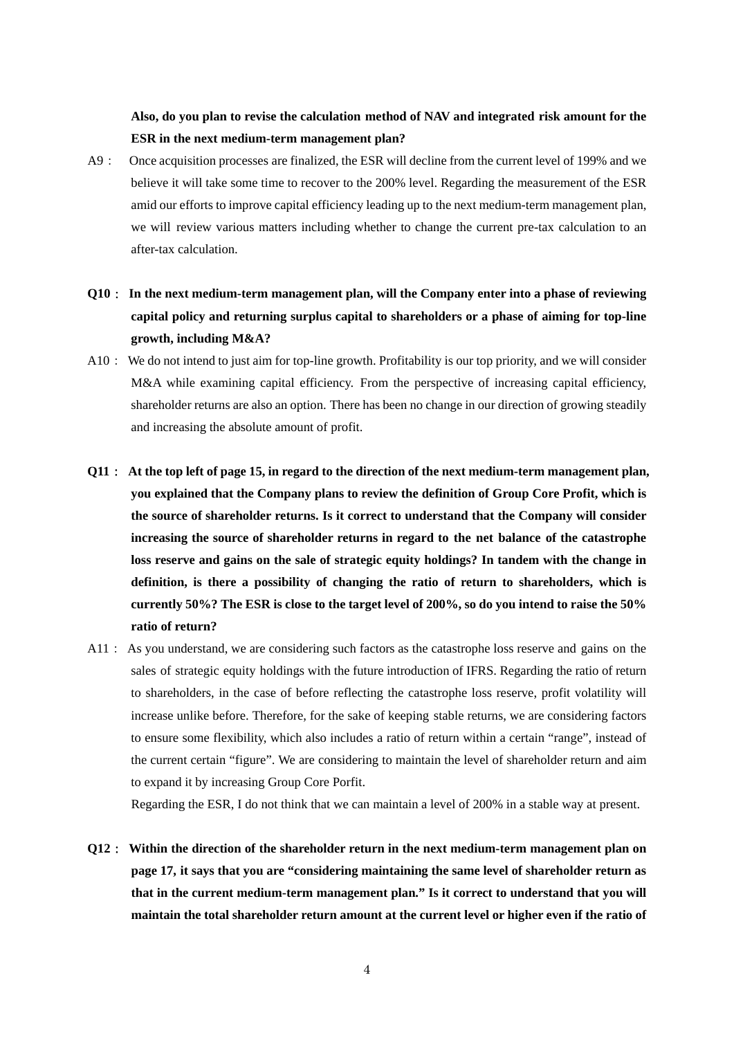**Also, do you plan to revise the calculation method of NAV and integrated risk amount for the ESR in the next medium-term management plan?**

A9： Once acquisition processes are finalized, the ESR will decline from the current level of 199% and we believe it will take some time to recover to the 200% level. Regarding the measurement of the ESR amid our efforts to improve capital efficiency leading up to the next medium-term management plan, we will review various matters including whether to change the current pre-tax calculation to an after-tax calculation.

**Q10： In the next medium-term management plan, will the Company enter into a phase of reviewing capital policy and returning surplus capital to shareholders or a phase of aiming for top-line growth, including M&A?**

A10： We do not intend to just aim for top-line growth. Profitability is our top priority, and we will consider M&A while examining capital efficiency. From the perspective of increasing capital efficiency, shareholder returns are also an option. There has been no change in our direction of growing steadily and increasing the absolute amount of profit.

**Q11： At the top left of page 15, in regard to the direction of the next medium-term management plan, you explained that the Company plans to review the definition of Group Core Profit, which is the source of shareholder returns. Is it correct to understand that the Company will consider increasing the source of shareholder returns in regard to the net balance of the catastrophe loss reserve and gains on the sale of strategic equity holdings? In tandem with the change in definition, is there a possibility of changing the ratio of return to shareholders, which is currently 50%? The ESR is close to the target level of 200%, so do you intend to raise the 50% ratio of return?**

A11： As you understand, we are considering such factors as the catastrophe loss reserve and gains on the sales of strategic equity holdings with the future introduction of IFRS. Regarding the ratio of return to shareholders, in the case of before reflecting the catastrophe loss reserve, profit volatility will increase unlike before. Therefore, for the sake of keeping stable returns, we are considering factors to ensure some flexibility, which also includes a ratio of return within a certain "range", instead of the current certain "figure". We are considering to maintain the level of shareholder return and aim to expand it by increasing Group Core Porfit.

Regarding the ESR, I do not think that we can maintain a level of 200% in a stable way at present.

**Q12： Within the direction of the shareholder return in the next medium-term management plan on page 17, it says that you are "considering maintaining the same level of shareholder return as that in the current medium-term management plan." Is it correct to understand that you will maintain the total shareholder return amount at the current level or higher even if the ratio of**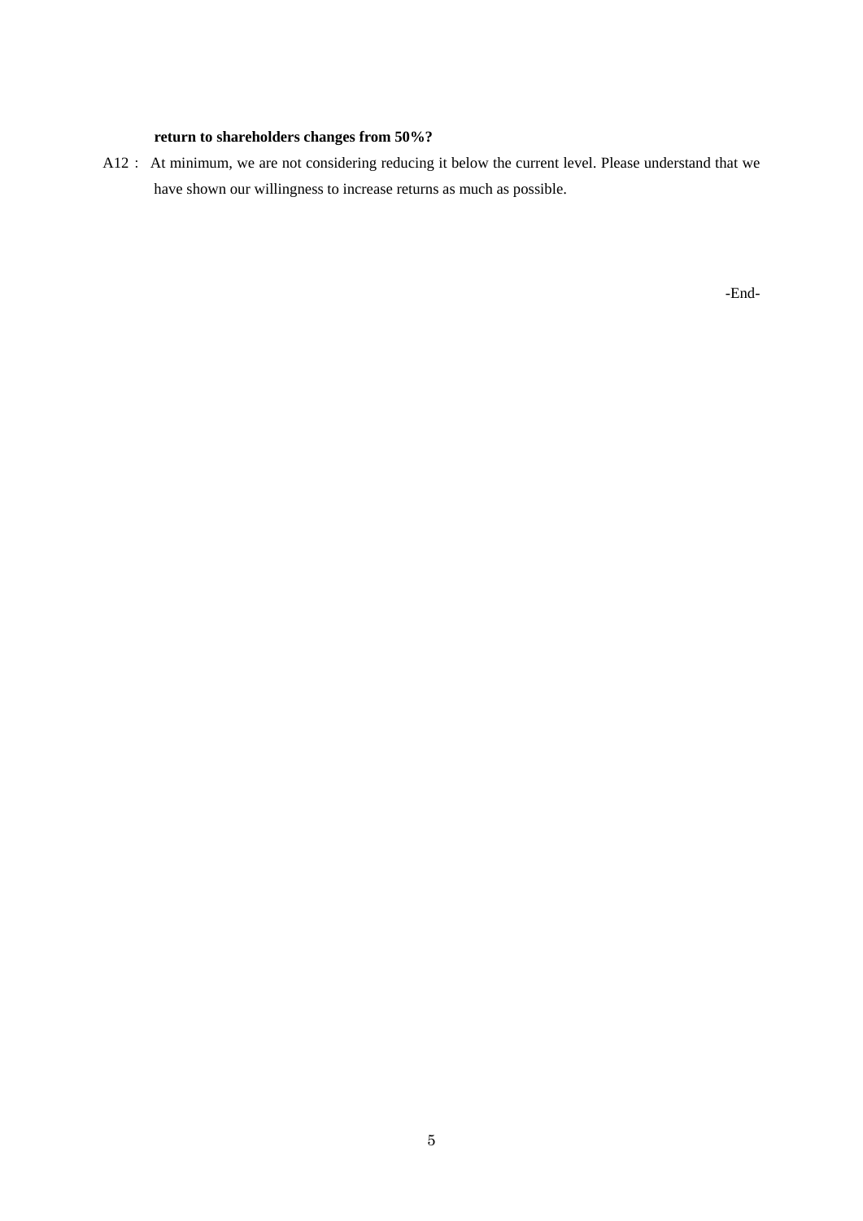**return to shareholders changes from 50%?**

A12： At minimum, we are not considering reducing it below the current level. Please understand that we have shown our willingness to increase returns as much as possible.

-End-